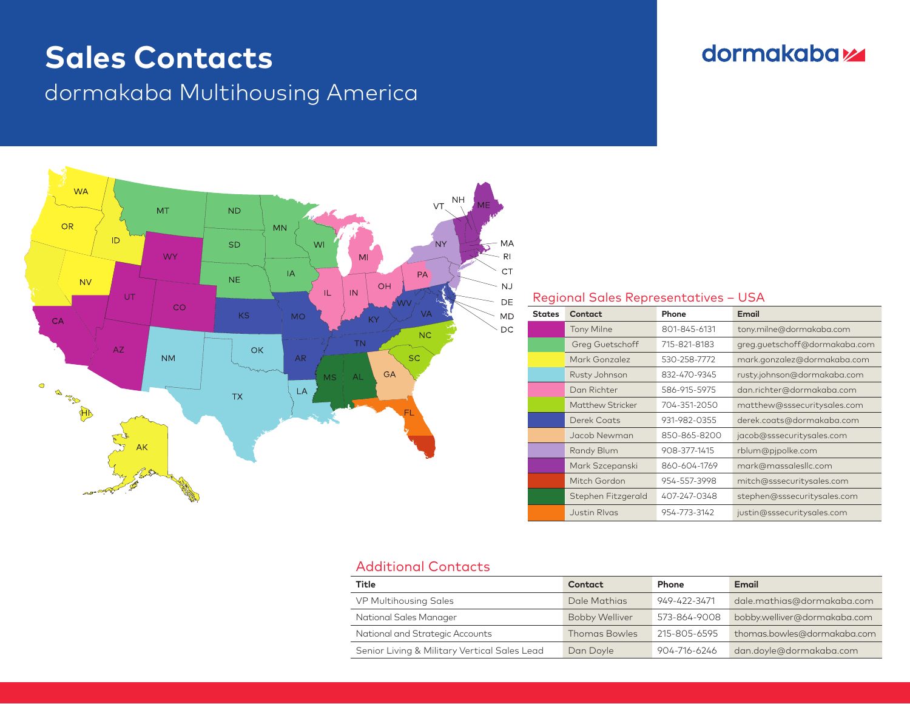# Sales Contacts

dormakaba Multihousing America

dormakaba

## Regional Sales Representatives – USA

| States | Contact | Phone | Email |
|---|---|---|---|
| | Tony Milne | 801-845-6131 | tony.milne@dormakaba.com |
| | Greg Guetschoff | 715-821-8183 | greg.guetschoff@dormakaba.com |
| | Mark Gonzalez | 530-258-7772 | mark.gonzalez@dormakaba.com |
| | Rusty Johnson | 832-470-9345 | rusty.johnson@dormakaba.com |
| | Dan Richter | 586-915-5975 | dan.richter@dormakaba.com |
| | Matthew Stricker | 704-351-2050 | matthew@sssecuritysales.com |
| | Derek Coats | 931-982-0355 | derek.coats@dormakaba.com |
| | Jacob Newman | 850-865-8200 | jacob@sssecuritysales.com |
| | Randy Blum | 908-377-1415 | rblum@pjpolke.com |
| | Mark Szczepanski | 860-604-1769 | mark@massalesllc.com |
| | Mitch Gordon | 954-557-3998 | mitch@sssecuritysales.com |
| | Stephen Fitzgerald | 407-247-0348 | stephen@sssecuritysales.com |
| | Justin RIvas | 954-773-3142 | justin@sssecuritysales.com |

## Additional Contacts

| Title | Contact | Phone | Email |
|---|---|---|---|
| VP Multihousing Sales | Dale Mathias | 949-422-3471 | dale.mathias@dormakaba.com |
| National Sales Manager | Bobby Welliver | 573-864-9008 | bobby.welliver@dormakaba.com |
| National and Strategic Accounts | Thomas Bowles | 215-805-6595 | thomas.bowles@dormakaba.com |
| Senior Living & Military Vertical Sales Lead | Dan Doyle | 904-716-6246 | dan.doyle@dormakaba.com |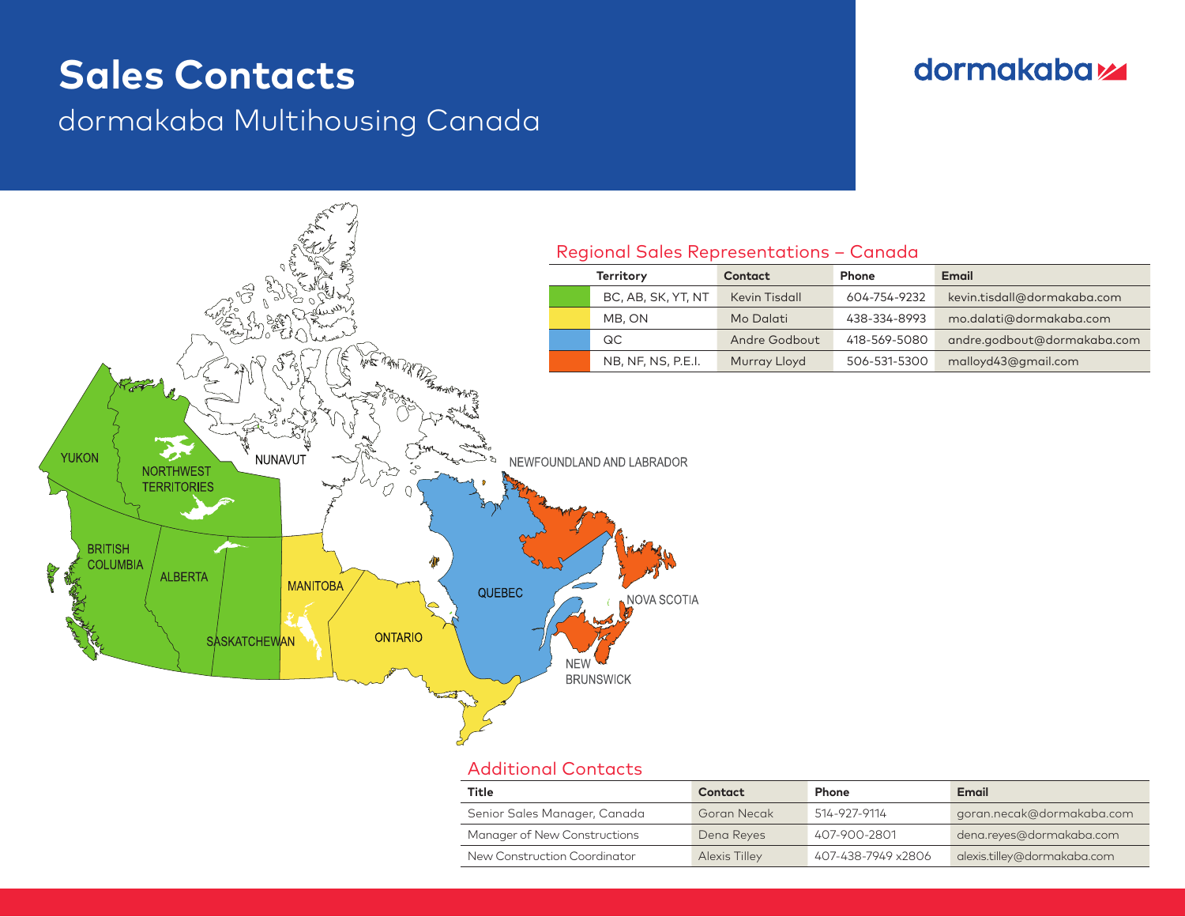# Sales Contacts

dormakaba Multihousing Canada

dormakaba

## Regional Sales Representations – Canada

| Territory | Contact | Phone | Email |
| --- | --- | --- | --- |
| BC, AB, SK, YT, NT | Kevin Tisdall | 604-754-9232 | kevin.tisdall@dormakaba.com |
| MB, ON | Mo Dalati | 438-334-8993 | mo.dalati@dormakaba.com |
| QC | Andre Godbout | 418-569-5080 | andre.godbout@dormakaba.com |
| NB, NF, NS, P.E.I. | Murray Lloyd | 506-531-5300 | malloyd43@gmail.com |

YUKON NORTHWEST TERRITORIES NUNAVUT BRITISH COLUMBIA ALBERTA SASKATCHEWAN MANITOBA ONTARIO QUEBEC NEWFOUNDLAND AND LABRADOR NOVA SCOTIA NEW BRUNSWICK

## Additional Contacts

| Title | Contact | Phone | Email |
| --- | --- | --- | --- |
| Senior Sales Manager, Canada | Goran Necak | 514-927-9114 | goran.necak@dormakaba.com |
| Manager of New Constructions | Dena Reyes | 407-900-2801 | dena.reyes@dormakaba.com |
| New Construction Coordinator | Alexis Tilley | 407-438-7949 x2806 | alexis.tilley@dormakaba.com |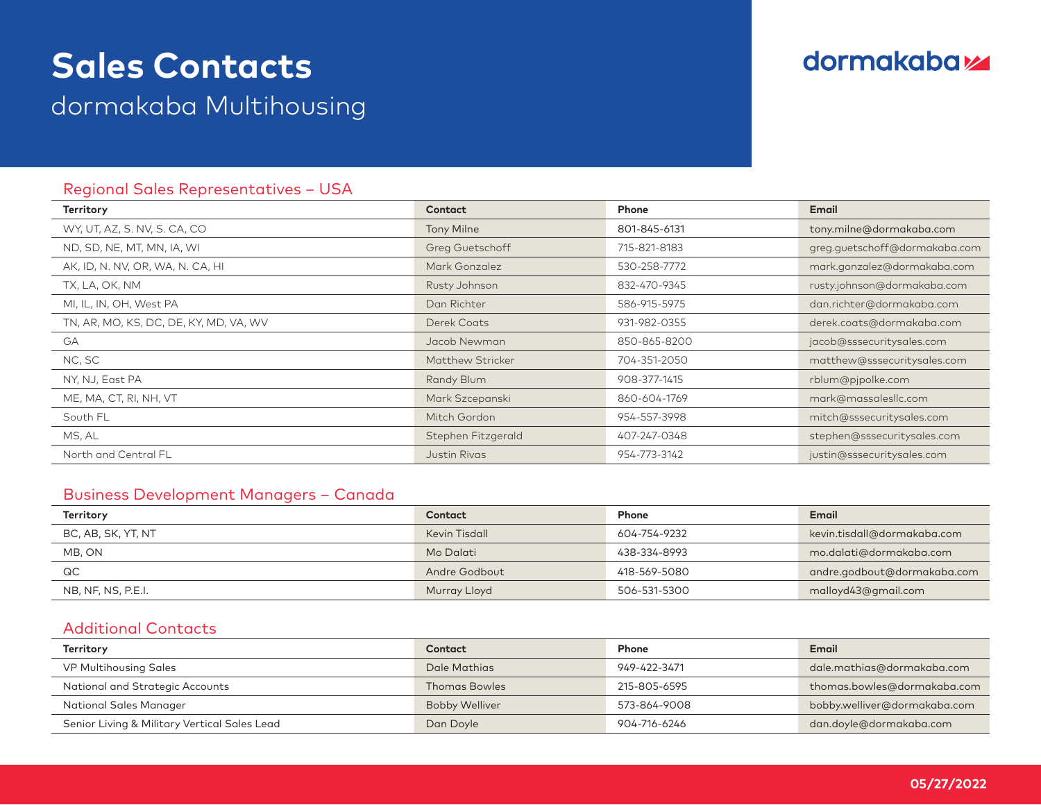# Sales Contacts

dormakaba Multihousing

dormakaba

## Regional Sales Representatives – USA

| Territory | Contact | Phone | Email |
|---|---|---|---|
| WY, UT, AZ, S. NV, S. CA, CO | Tony Milne | 801-845-6131 | tony.milne@dormakaba.com |
| ND, SD, NE, MT, MN, IA, WI | Greg Guetschoff | 715-821-8183 | greg.guetschoff@dormakaba.com |
| AK, ID, N. NV, OR, WA, N. CA, HI | Mark Gonzalez | 530-258-7772 | mark.gonzalez@dormakaba.com |
| TX, LA, OK, NM | Rusty Johnson | 832-470-9345 | rusty.johnson@dormakaba.com |
| MI, IL, IN, OH, West PA | Dan Richter | 586-915-5975 | dan.richter@dormakaba.com |
| TN, AR, MO, KS, DC, DE, KY, MD, VA, WV | Derek Coats | 931-982-0355 | derek.coats@dormakaba.com |
| GA | Jacob Newman | 850-865-8200 | jacob@sssecuritysales.com |
| NC, SC | Matthew Stricker | 704-351-2050 | matthew@sssecuritysales.com |
| NY, NJ, East PA | Randy Blum | 908-377-1415 | rblum@pjpolke.com |
| ME, MA, CT, RI, NH, VT | Mark Szcepanski | 860-604-1769 | mark@massalesllc.com |
| South FL | Mitch Gordon | 954-557-3998 | mitch@sssecuritysales.com |
| MS, AL | Stephen Fitzgerald | 407-247-0348 | stephen@sssecuritysales.com |
| North and Central FL | Justin Rivas | 954-773-3142 | justin@sssecuritysales.com |

## Business Development Managers – Canada

| Territory | Contact | Phone | Email |
|---|---|---|---|
| BC, AB, SK, YT, NT | Kevin Tisdall | 604-754-9232 | kevin.tisdall@dormakaba.com |
| MB, ON | Mo Dalati | 438-334-8993 | mo.dalati@dormakaba.com |
| QC | Andre Godbout | 418-569-5080 | andre.godbout@dormakaba.com |
| NB, NF, NS, P.E.I. | Murray Lloyd | 506-531-5300 | malloyd43@gmail.com |

## Additional Contacts

| Territory | Contact | Phone | Email |
|---|---|---|---|
| VP Multihousing Sales | Dale Mathias | 949-422-3471 | dale.mathias@dormakaba.com |
| National and Strategic Accounts | Thomas Bowles | 215-805-6595 | thomas.bowles@dormakaba.com |
| National Sales Manager | Bobby Welliver | 573-864-9008 | bobby.welliver@dormakaba.com |
| Senior Living & Military Vertical Sales Lead | Dan Doyle | 904-716-6246 | dan.doyle@dormakaba.com |

05/27/2022